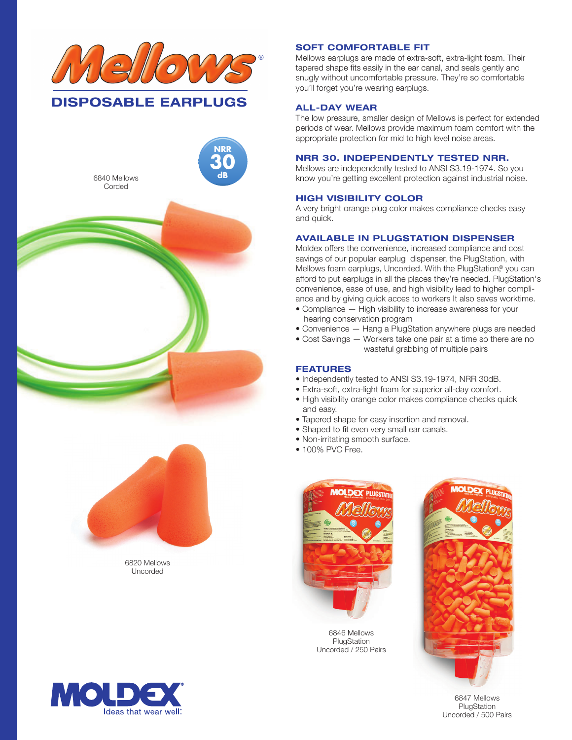# Mellows®

## DISPOSABLE EARPLUGS

NRR 30 dB

6840 Mellows Corded

6820 Mellows Uncorded

### SOFT COMFORTABLE FIT

Mellows earplugs are made of extra-soft, extra-light foam. Their tapered shape fits easily in the ear canal, and seals gently and snugly without uncomfortable pressure. They're so comfortable you'll forget you're wearing earplugs.

### ALL-DAY WEAR

The low pressure, smaller design of Mellows is perfect for extended periods of wear. Mellows provide maximum foam comfort with the appropriate protection for mid to high level noise areas.

### NRR 30. INDEPENDENTLY TESTED NRR.

Mellows are independently tested to ANSI S3.19-1974. So you know you're getting excellent protection against industrial noise.

### HIGH VISIBILITY COLOR

A very bright orange plug color makes compliance checks easy and quick.

### AVAILABLE IN PLUGSTATION DISPENSER

Moldex offers the convenience, increased compliance and cost savings of our popular earplug dispenser, the PlugStation, with Mellows foam earplugs, Uncorded. With the PlugStation® you can afford to put earplugs in all the places they're needed. PlugStation's convenience, ease of use, and high visibility lead to higher compliance and by giving quick acces to workers It also saves worktime.

- Compliance — High visibility to increase awareness for your hearing conservation program
- Convenience — Hang a PlugStation anywhere plugs are needed
- Cost Savings — Workers take one pair at a time so there are no wasteful grabbing of multiple pairs

### FEATURES

- Independently tested to ANSI S3.19-1974, NRR 30dB.
- Extra-soft, extra-light foam for superior all-day comfort.
- High visibility orange color makes compliance checks quick and easy.
- Tapered shape for easy insertion and removal.
- Shaped to fit even very small ear canals.
- Non-irritating smooth surface.
- 100% PVC Free.

6846 Mellows PlugStation Uncorded / 250 Pairs

6847 Mellows PlugStation Uncorded / 500 Pairs

MOLDEX® Ideas that wear well.®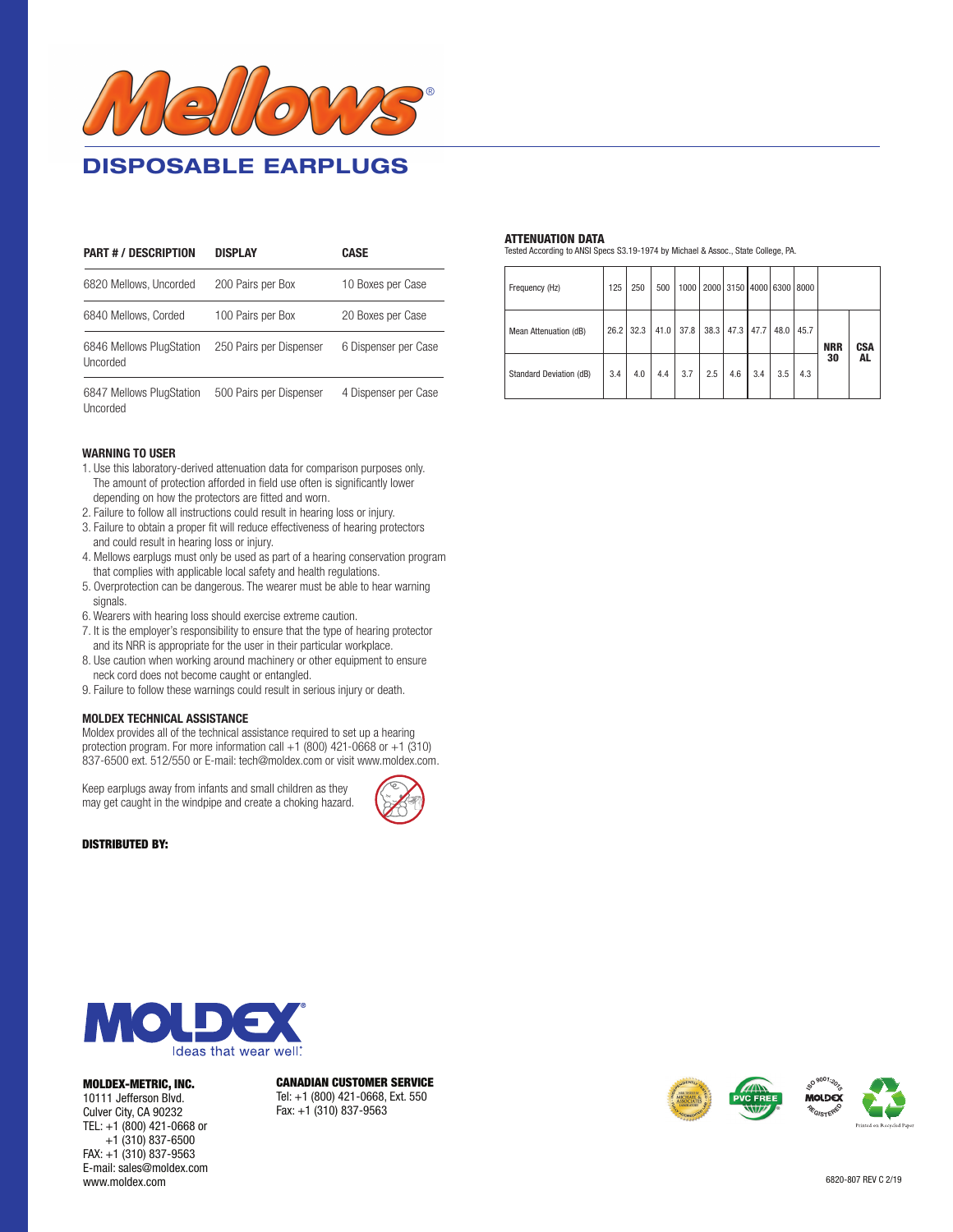# Mellows®

## DISPOSABLE EARPLUGS

| PART # / DESCRIPTION | DISPLAY | CASE |
| --- | --- | --- |
| 6820 Mellows, Uncorded | 200 Pairs per Box | 10 Boxes per Case |
| 6840 Mellows, Corded | 100 Pairs per Box | 20 Boxes per Case |
| 6846 Mellows PlugStation Uncorded | 250 Pairs per Dispenser | 6 Dispenser per Case |
| 6847 Mellows PlugStation Uncorded | 500 Pairs per Dispenser | 4 Dispenser per Case |

### ATTENUATION DATA

Tested According to ANSI Specs S3.19-1974 by Michael & Assoc., State College, PA.

| Frequency (Hz) | 125 | 250 | 500 | 1000 | 2000 | 3150 | 4000 | 6300 | 8000 | | |
| --- | --- | --- | --- | --- | --- | --- | --- | --- | --- | --- | --- |
| Mean Attenuation (dB) | 26.2 | 32.3 | 41.0 | 37.8 | 38.3 | 47.3 | 47.7 | 48.0 | 45.7 | NRR 30 | CSA AL |
| Standard Deviation (dB) | 3.4 | 4.0 | 4.4 | 3.7 | 2.5 | 4.6 | 3.4 | 3.5 | 4.3 | | |

### WARNING TO USER

1. Use this laboratory-derived attenuation data for comparison purposes only. The amount of protection afforded in field use often is significantly lower depending on how the protectors are fitted and worn.
2. Failure to follow all instructions could result in hearing loss or injury.
3. Failure to obtain a proper fit will reduce effectiveness of hearing protectors and could result in hearing loss or injury.
4. Mellows earplugs must only be used as part of a hearing conservation program that complies with applicable local safety and health regulations.
5. Overprotection can be dangerous. The wearer must be able to hear warning signals.
6. Wearers with hearing loss should exercise extreme caution.
7. It is the employer's responsibility to ensure that the type of hearing protector and its NRR is appropriate for the user in their particular workplace.
8. Use caution when working around machinery or other equipment to ensure neck cord does not become caught or entangled.
9. Failure to follow these warnings could result in serious injury or death.

### MOLDEX TECHNICAL ASSISTANCE

Moldex provides all of the technical assistance required to set up a hearing protection program. For more information call +1 (800) 421-0668 or +1 (310) 837-6500 ext. 512/550 or E-mail: tech@moldex.com or visit www.moldex.com.

Keep earplugs away from infants and small children as they may get caught in the windpipe and create a choking hazard.

**DISTRIBUTED BY:**

MOLDEX® Ideas that wear well.

**MOLDEX-METRIC, INC.**
10111 Jefferson Blvd.
Culver City, CA 90232
TEL: +1 (800) 421-0668 or
+1 (310) 837-6500
FAX: +1 (310) 837-9563
E-mail: sales@moldex.com
www.moldex.com

**CANADIAN CUSTOMER SERVICE**
Tel: +1 (800) 421-0668, Ext. 550
Fax: +1 (310) 837-9563

PVC FREE

ISO 9001:2015 MOLDEX REGISTERED

Printed on Recycled Paper

6820-807 REV C 2/19